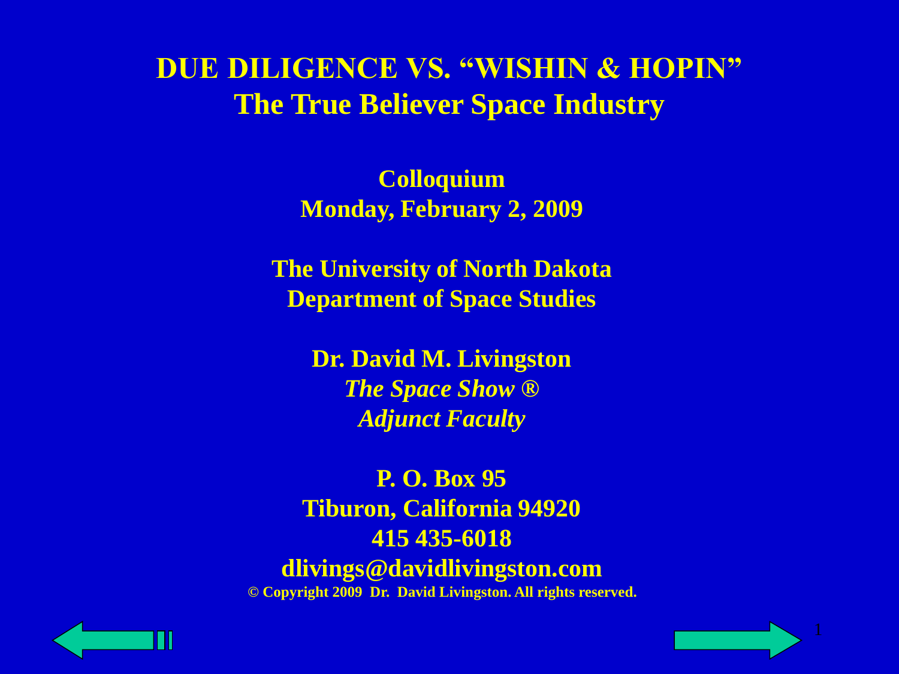# DUE DILIGENCE VS. "WISHIN & HOPIN"
## The True Believer Space Industry

**Colloquium**
**Monday, February 2, 2009**

**The University of North Dakota**
**Department of Space Studies**

**Dr. David M. Livingston**
***The Space Show ®***
***Adjunct Faculty***

**P. O. Box 95**
**Tiburon, California 94920**
**415 435-6018**
**dlivings@davidlivingston.com**

**© Copyright 2009 Dr. David Livingston. All rights reserved.**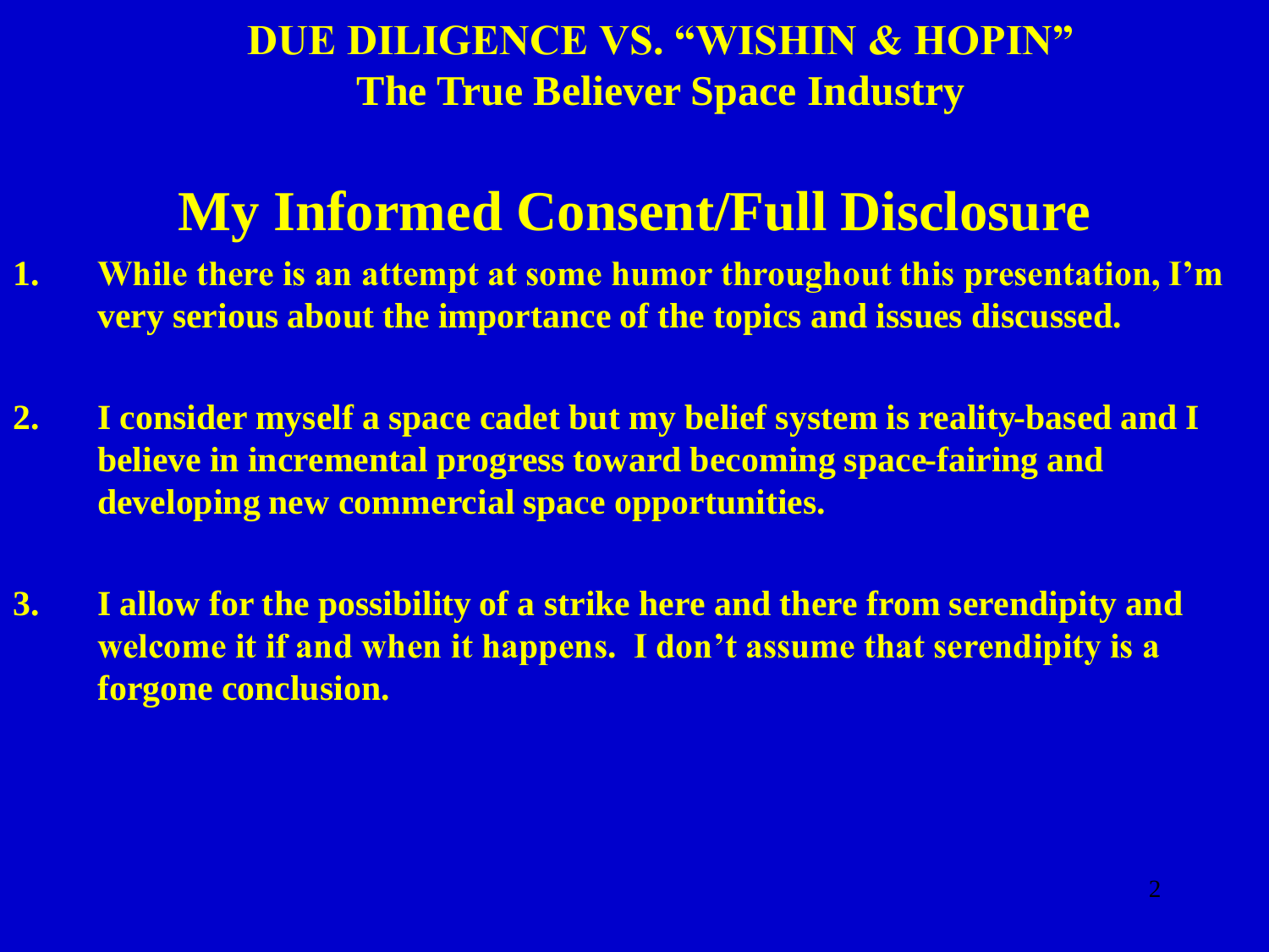# DUE DILIGENCE VS. "WISHIN & HOPIN"
## The True Believer Space Industry

## My Informed Consent/Full Disclosure

1. While there is an attempt at some humor throughout this presentation, I'm very serious about the importance of the topics and issues discussed.

2. I consider myself a space cadet but my belief system is reality-based and I believe in incremental progress toward becoming space-fairing and developing new commercial space opportunities.

3. I allow for the possibility of a strike here and there from serendipity and welcome it if and when it happens. I don't assume that serendipity is a forgone conclusion.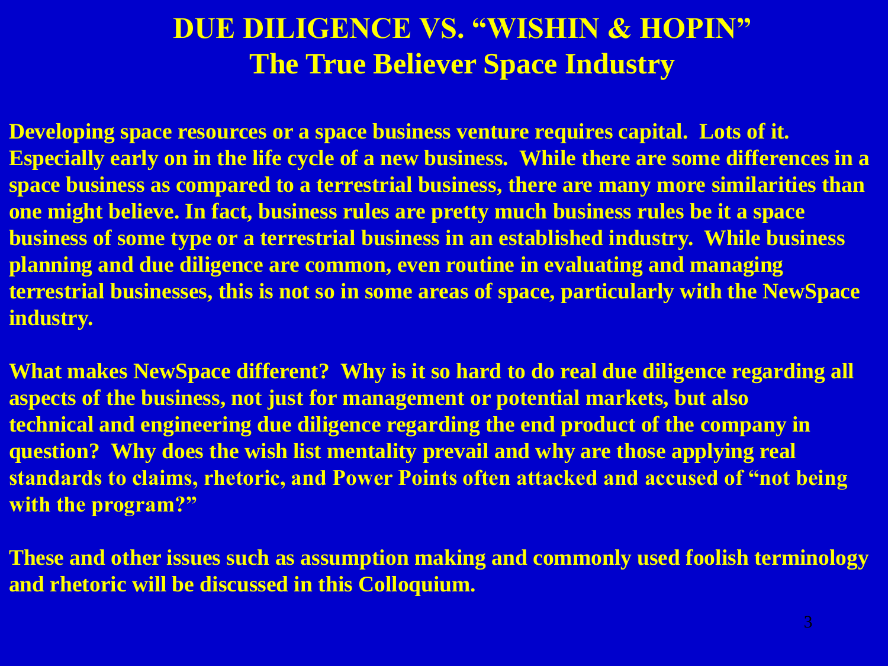# DUE DILIGENCE VS. "WISHIN & HOPIN"
## The True Believer Space Industry

**Developing space resources or a space business venture requires capital. Lots of it. Especially early on in the life cycle of a new business. While there are some differences in a space business as compared to a terrestrial business, there are many more similarities than one might believe. In fact, business rules are pretty much business rules be it a space business of some type or a terrestrial business in an established industry. While business planning and due diligence are common, even routine in evaluating and managing terrestrial businesses, this is not so in some areas of space, particularly with the NewSpace industry.**

**What makes NewSpace different? Why is it so hard to do real due diligence regarding all aspects of the business, not just for management or potential markets, but also technical and engineering due diligence regarding the end product of the company in question? Why does the wish list mentality prevail and why are those applying real standards to claims, rhetoric, and Power Points often attacked and accused of "not being with the program?"**

**These and other issues such as assumption making and commonly used foolish terminology and rhetoric will be discussed in this Colloquium.**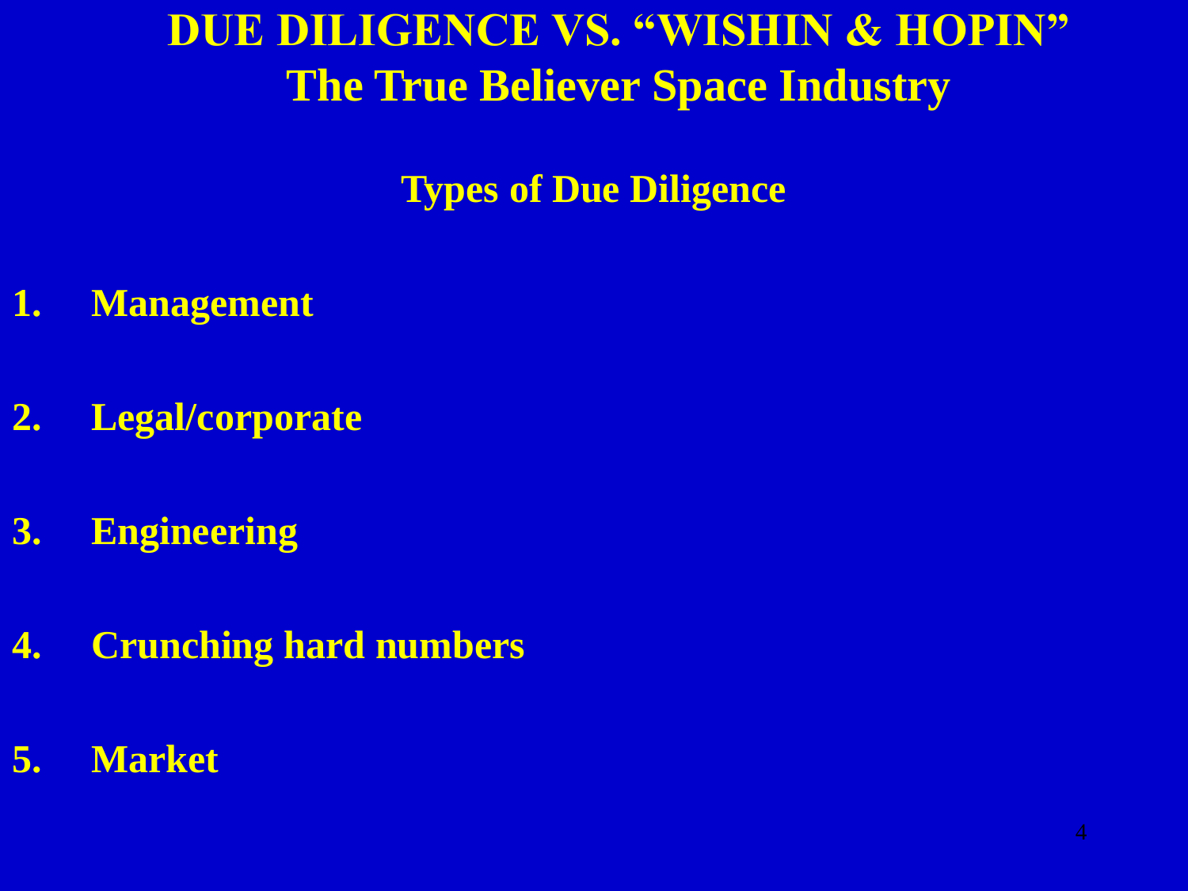# DUE DILIGENCE VS. "WISHIN & HOPIN"

## The True Believer Space Industry

### Types of Due Diligence

1. **Management**
2. **Legal/corporate**
3. **Engineering**
4. **Crunching hard numbers**
5. **Market**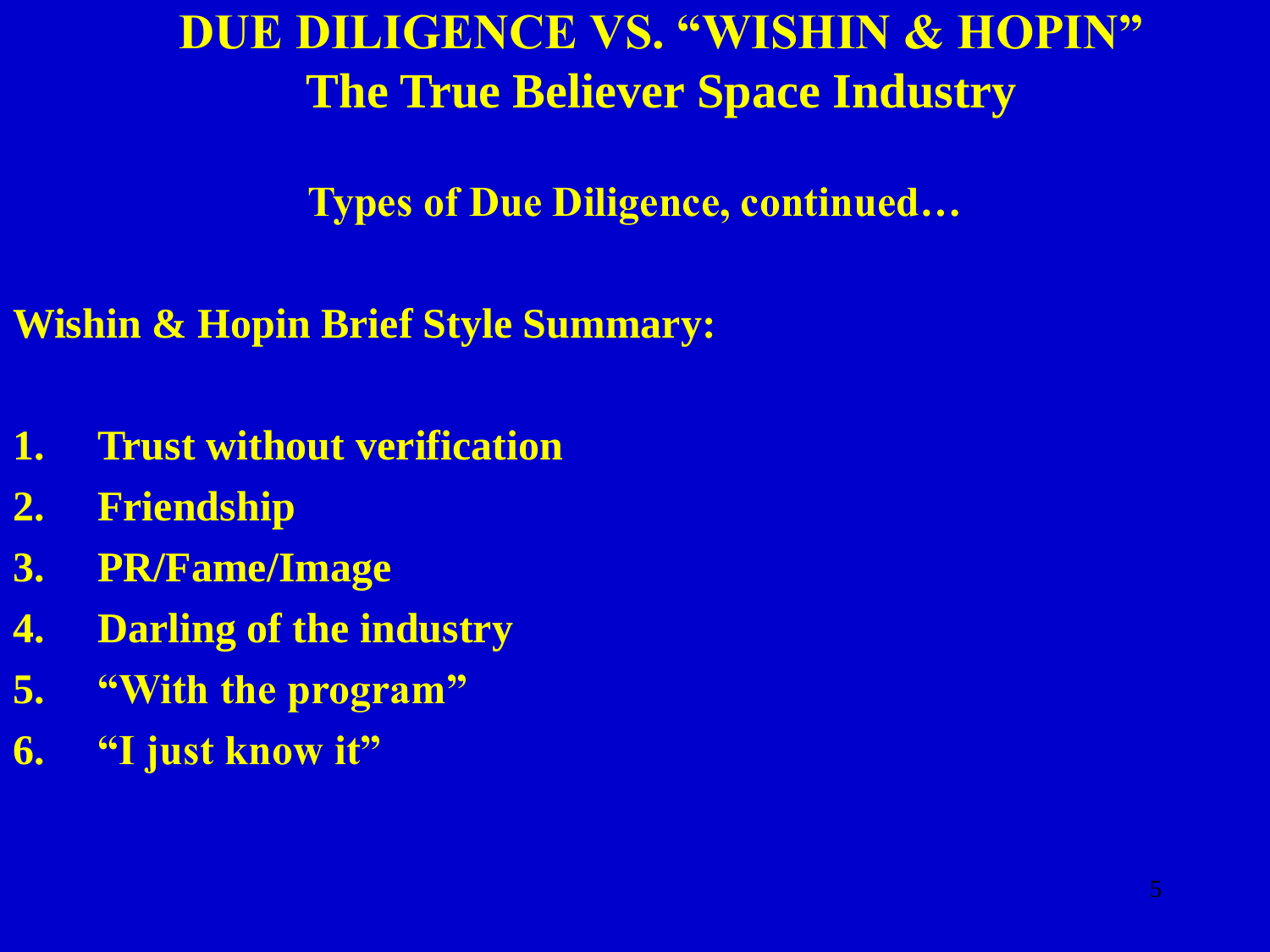# DUE DILIGENCE VS. "WISHIN & HOPIN"
## The True Believer Space Industry

### Types of Due Diligence, continued…

**Wishin & Hopin Brief Style Summary:**

1. Trust without verification
2. Friendship
3. PR/Fame/Image
4. Darling of the industry
5. "With the program"
6. "I just know it"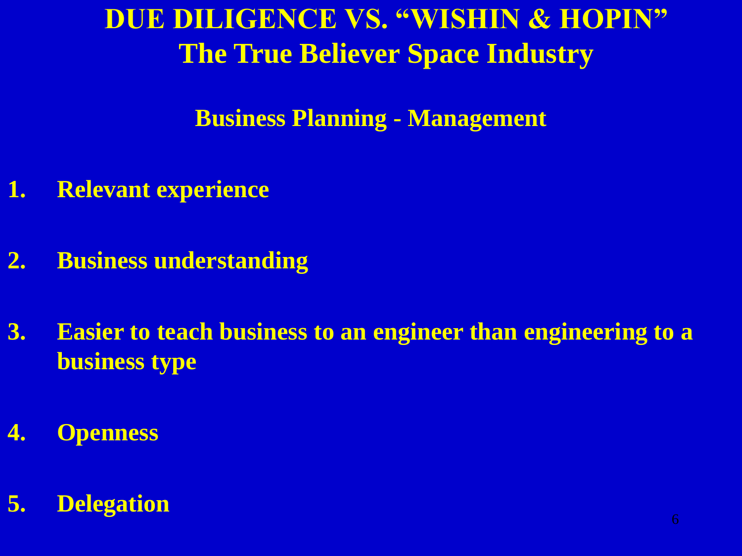# DUE DILIGENCE VS. "WISHIN & HOPIN"
## The True Believer Space Industry

### Business Planning - Management

1. Relevant experience
2. Business understanding
3. Easier to teach business to an engineer than engineering to a business type
4. Openness
5. Delegation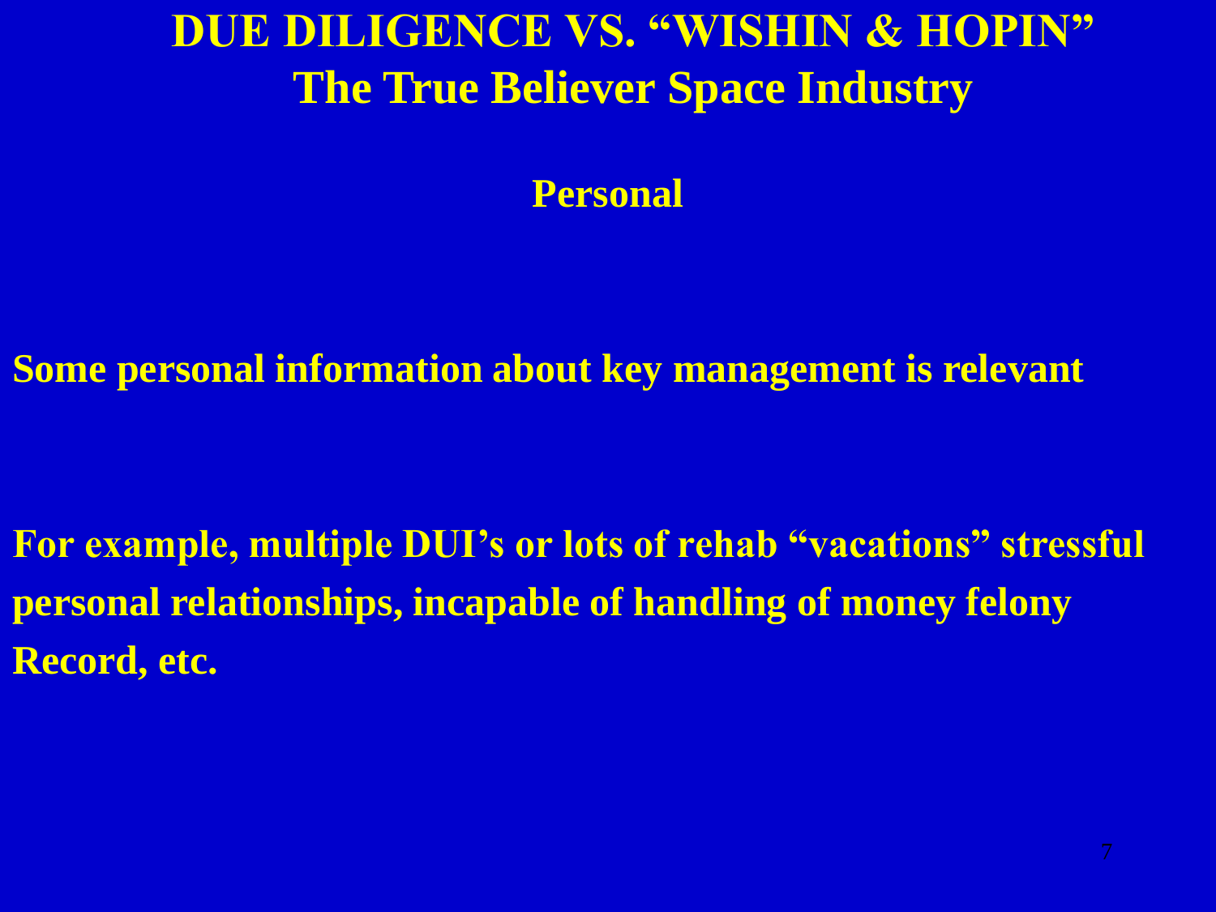# DUE DILIGENCE VS. "WISHIN & HOPIN"
## The True Believer Space Industry

### Personal

**Some personal information about key management is relevant**

**For example, multiple DUI's or lots of rehab "vacations" stressful personal relationships, incapable of handling of money felony Record, etc.**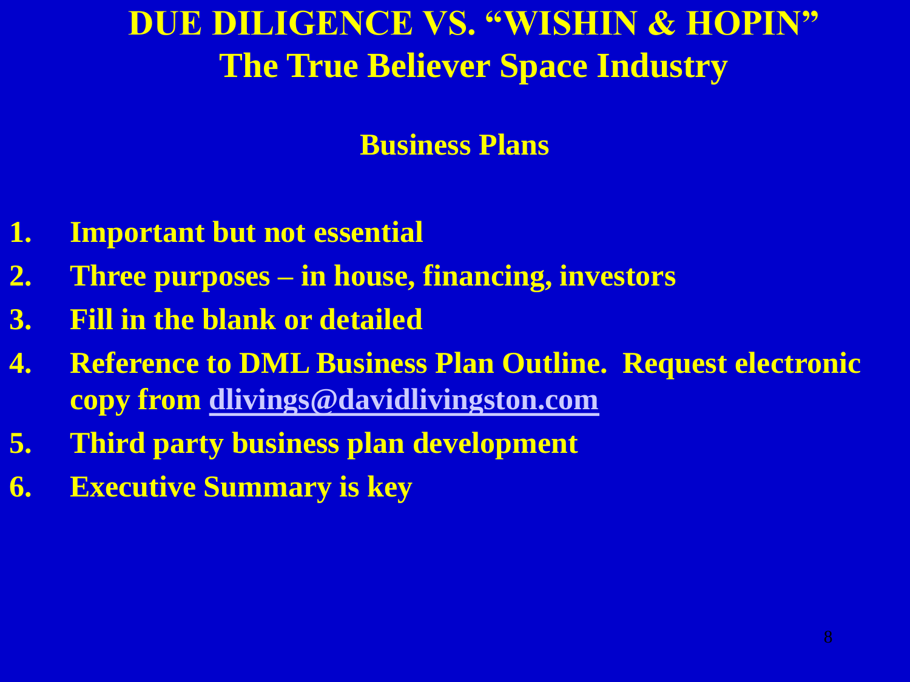# DUE DILIGENCE VS. "WISHIN & HOPIN"
## The True Believer Space Industry

### Business Plans

1. Important but not essential
2. Three purposes – in house, financing, investors
3. Fill in the blank or detailed
4. Reference to DML Business Plan Outline. Request electronic copy from dlivings@davidlivingston.com
5. Third party business plan development
6. Executive Summary is key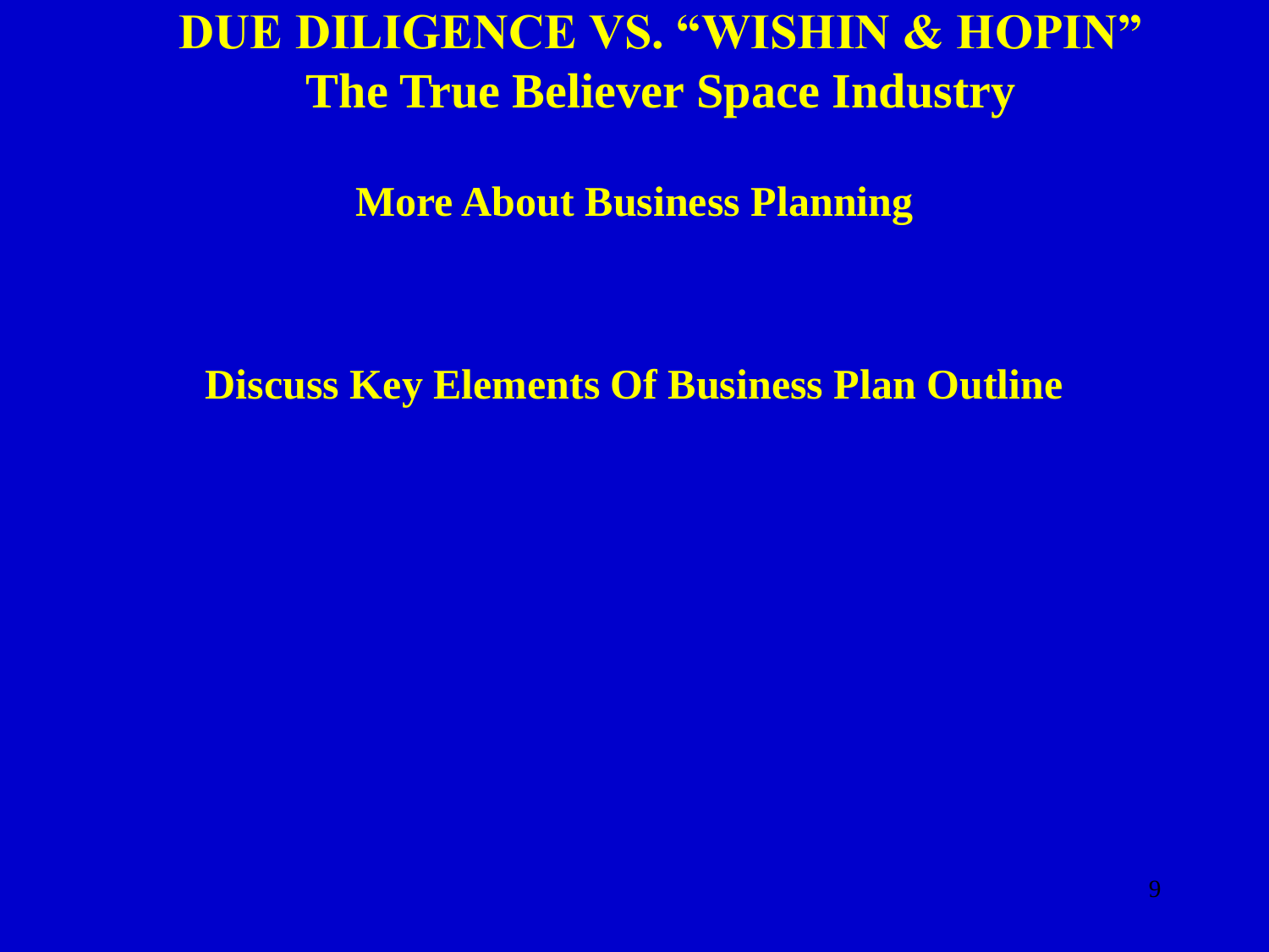# DUE DILIGENCE VS. "WISHIN & HOPIN"
## The True Believer Space Industry

### More About Business Planning

### Discuss Key Elements Of Business Plan Outline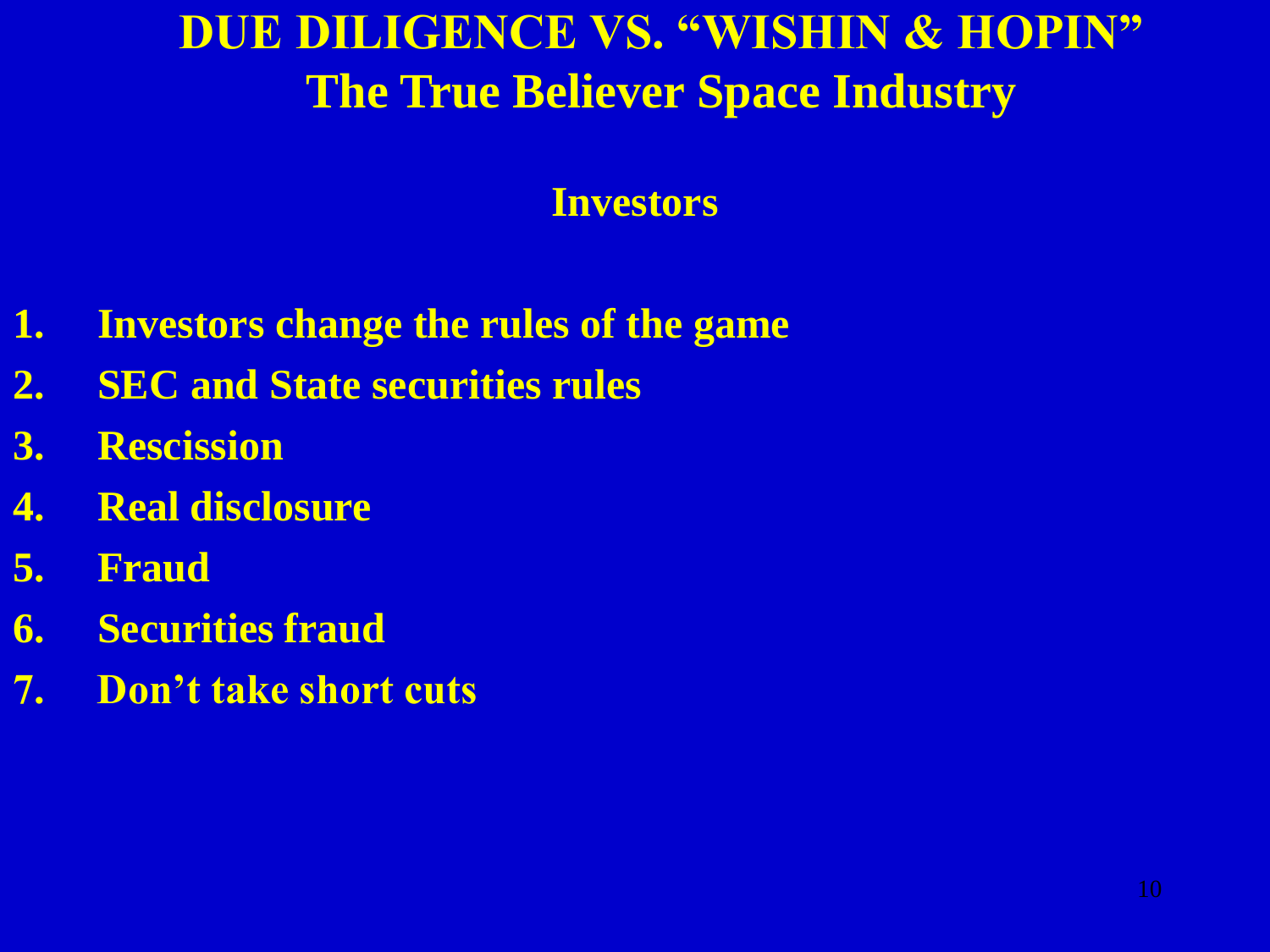# DUE DILIGENCE VS. "WISHIN & HOPIN"
## The True Believer Space Industry

### Investors

1. Investors change the rules of the game
2. SEC and State securities rules
3. Rescission
4. Real disclosure
5. Fraud
6. Securities fraud
7. Don't take short cuts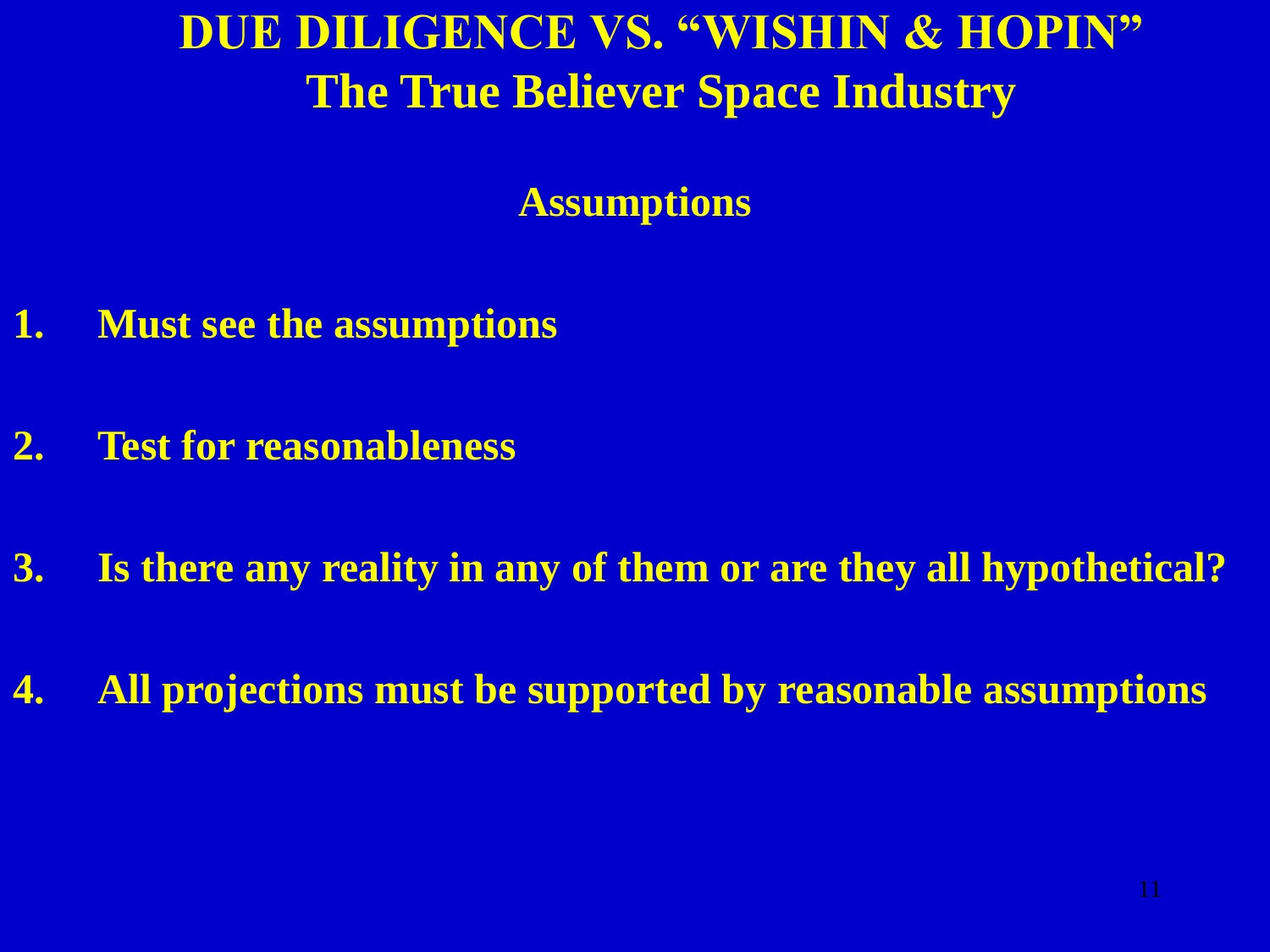# DUE DILIGENCE VS. "WISHIN & HOPIN"

## The True Believer Space Industry

### Assumptions

1. Must see the assumptions
2. Test for reasonableness
3. Is there any reality in any of them or are they all hypothetical?
4. All projections must be supported by reasonable assumptions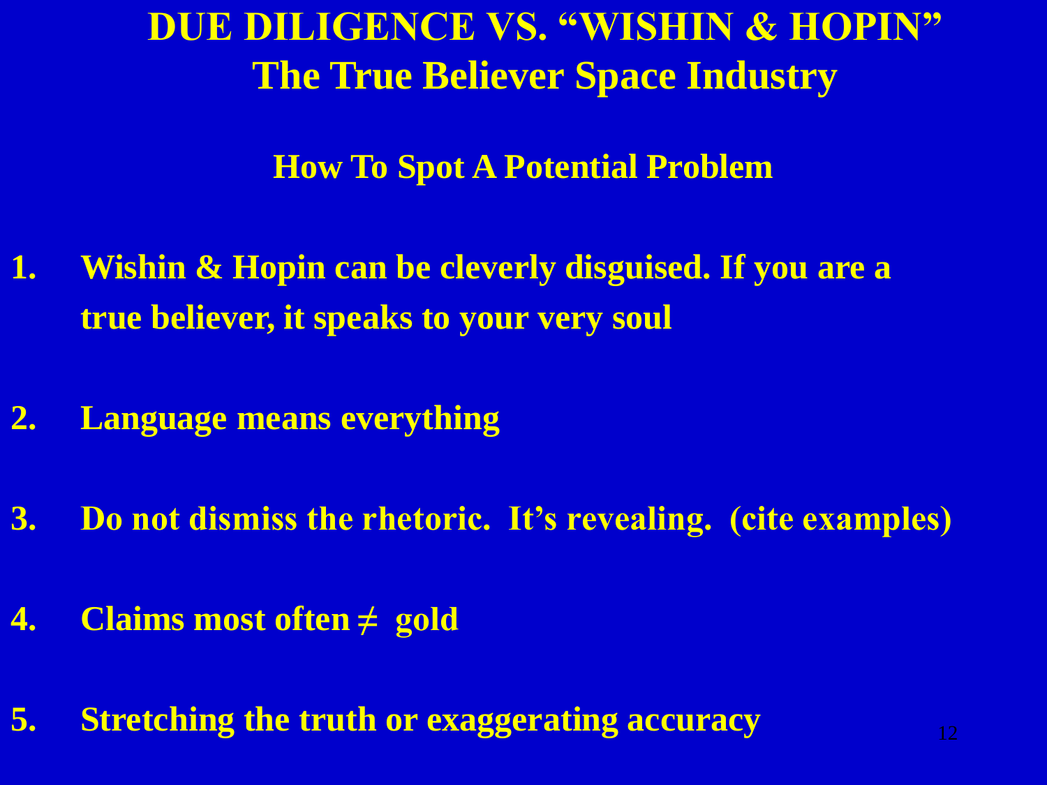# DUE DILIGENCE VS. "WISHIN & HOPIN"
# The True Believer Space Industry

## How To Spot A Potential Problem

1. Wishin & Hopin can be cleverly disguised. If you are a true believer, it speaks to your very soul

2. Language means everything

3. Do not dismiss the rhetoric. It's revealing. (cite examples)

4. Claims most often $\neq$ gold

5. Stretching the truth or exaggerating accuracy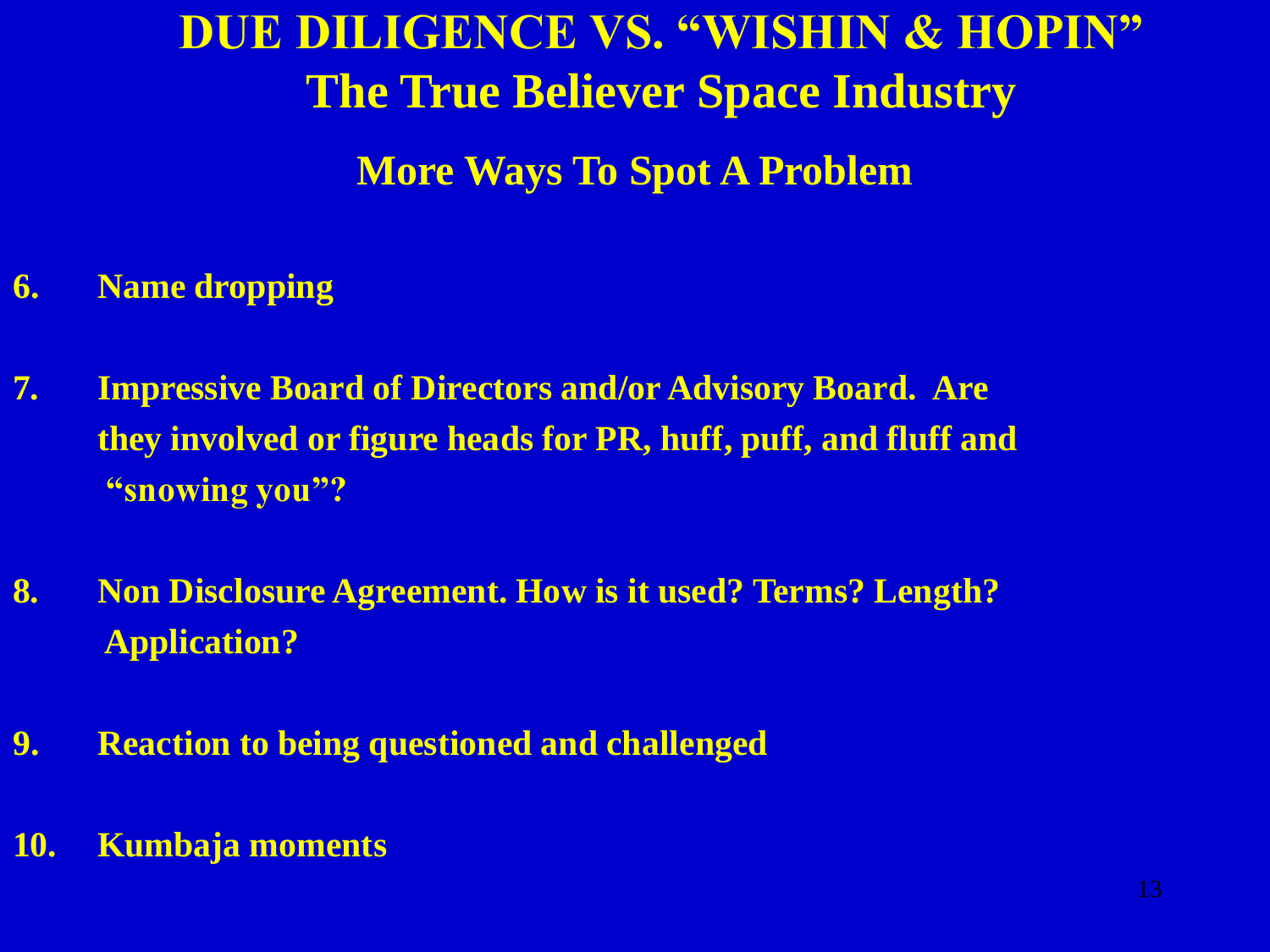# DUE DILIGENCE VS. "WISHIN & HOPIN"
# The True Believer Space Industry

## More Ways To Spot A Problem

6. **Name dropping**

7. **Impressive Board of Directors and/or Advisory Board. Are they involved or figure heads for PR, huff, puff, and fluff and "snowing you"?**

8. **Non Disclosure Agreement. How is it used? Terms? Length? Application?**

9. **Reaction to being questioned and challenged**

10. **Kumbaja moments**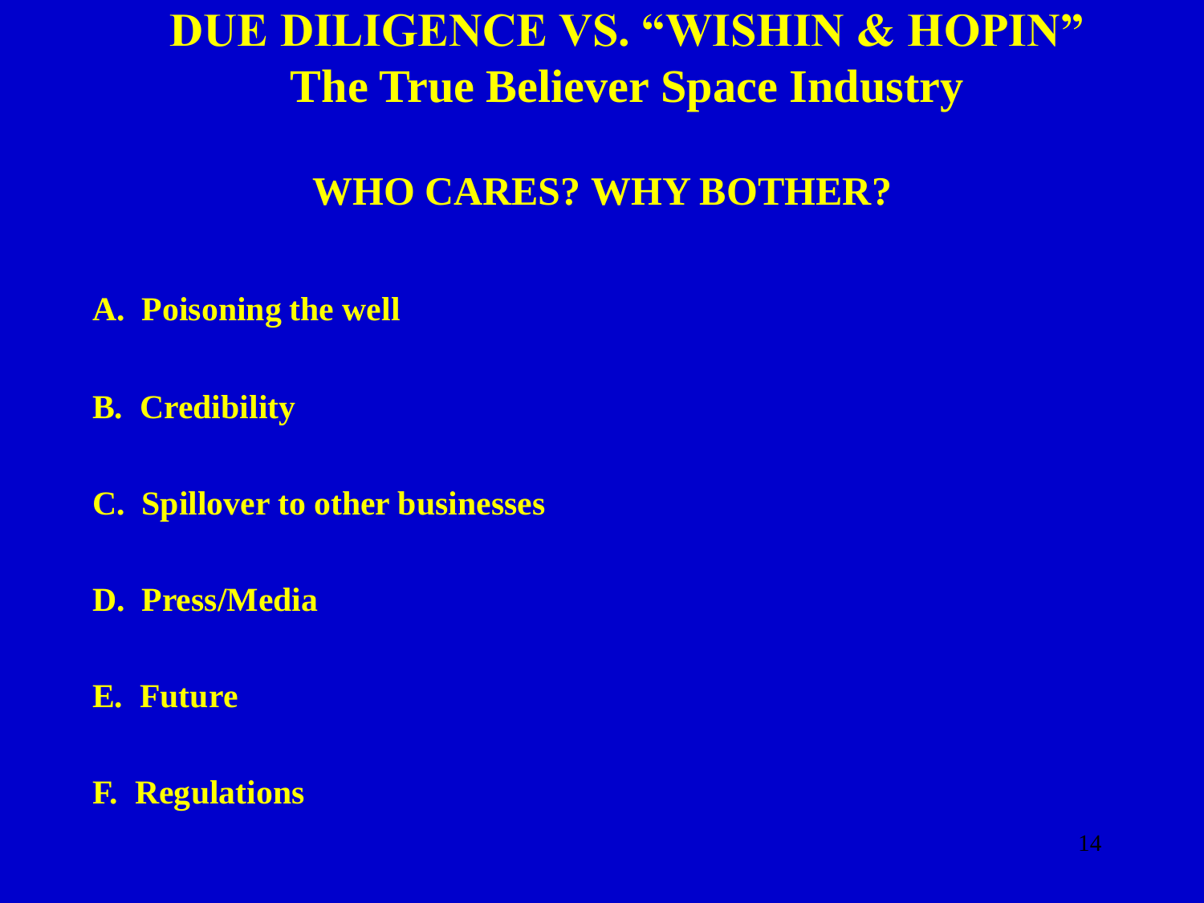# DUE DILIGENCE VS. "WISHIN & HOPIN"
## The True Believer Space Industry

### WHO CARES? WHY BOTHER?

**A. Poisoning the well**

**B. Credibility**

**C. Spillover to other businesses**

**D. Press/Media**

**E. Future**

**F. Regulations**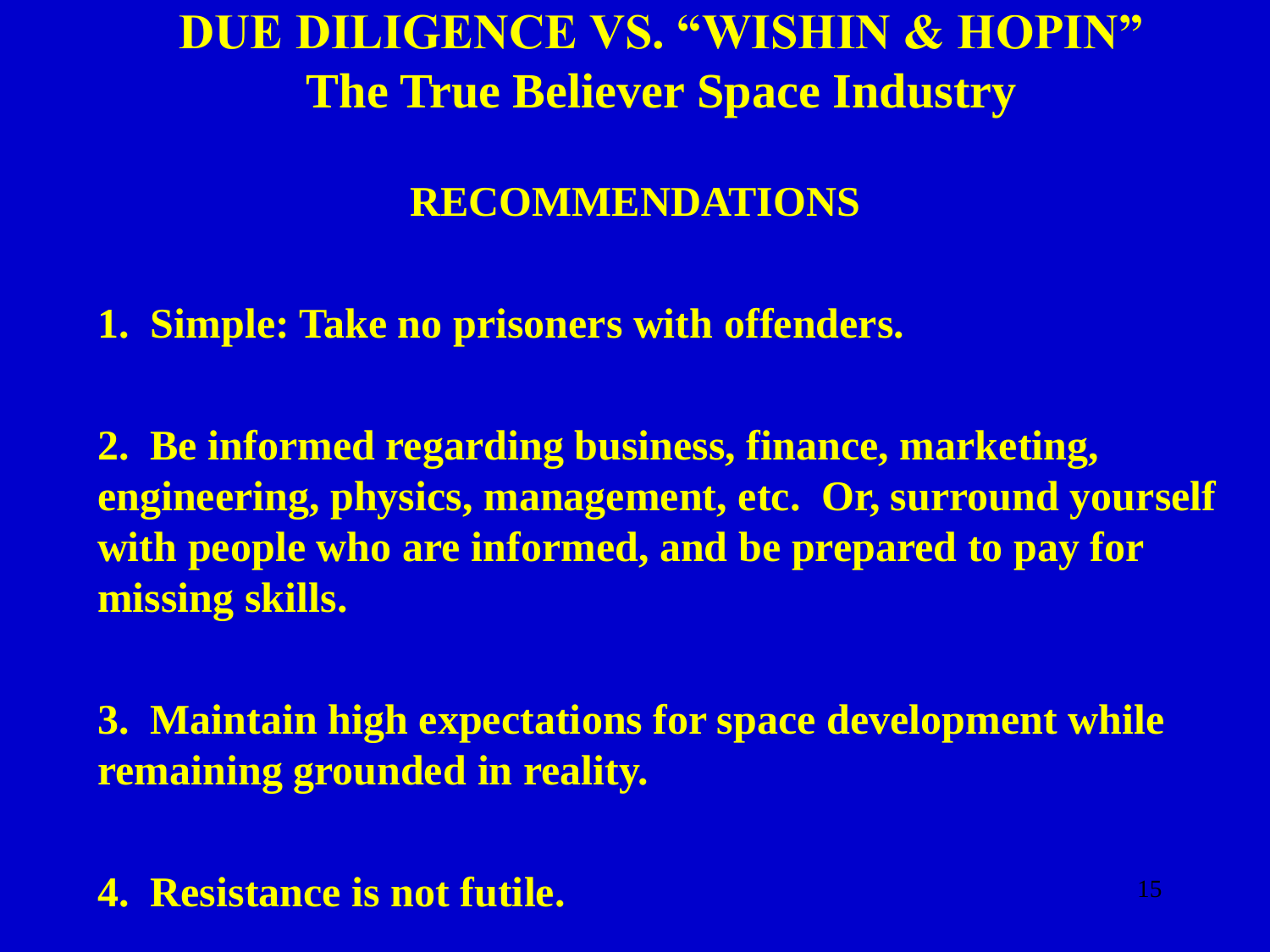# DUE DILIGENCE VS. "WISHIN & HOPIN"
## The True Believer Space Industry

### RECOMMENDATIONS

1. Simple: Take no prisoners with offenders.

2. Be informed regarding business, finance, marketing, engineering, physics, management, etc. Or, surround yourself with people who are informed, and be prepared to pay for missing skills.

3. Maintain high expectations for space development while remaining grounded in reality.

4. Resistance is not futile.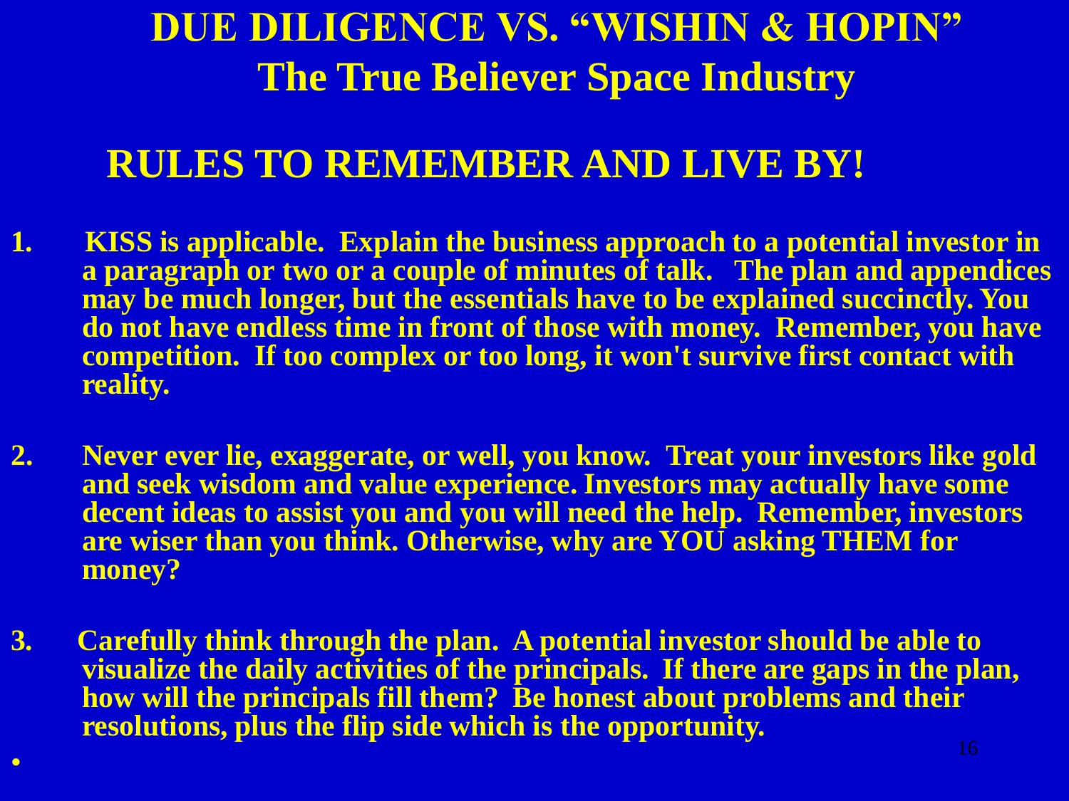# DUE DILIGENCE VS. "WISHIN & HOPIN"

## The True Believer Space Industry

## RULES TO REMEMBER AND LIVE BY!

1. **KISS is applicable. Explain the business approach to a potential investor in a paragraph or two or a couple of minutes of talk. The plan and appendices may be much longer, but the essentials have to be explained succinctly. You do not have endless time in front of those with money. Remember, you have competition. If too complex or too long, it won't survive first contact with reality.**

2. **Never ever lie, exaggerate, or well, you know. Treat your investors like gold and seek wisdom and value experience. Investors may actually have some decent ideas to assist you and you will need the help. Remember, investors are wiser than you think. Otherwise, why are YOU asking THEM for money?**

3. **Carefully think through the plan. A potential investor should be able to visualize the daily activities of the principals. If there are gaps in the plan, how will the principals fill them? Be honest about problems and their resolutions, plus the flip side which is the opportunity.**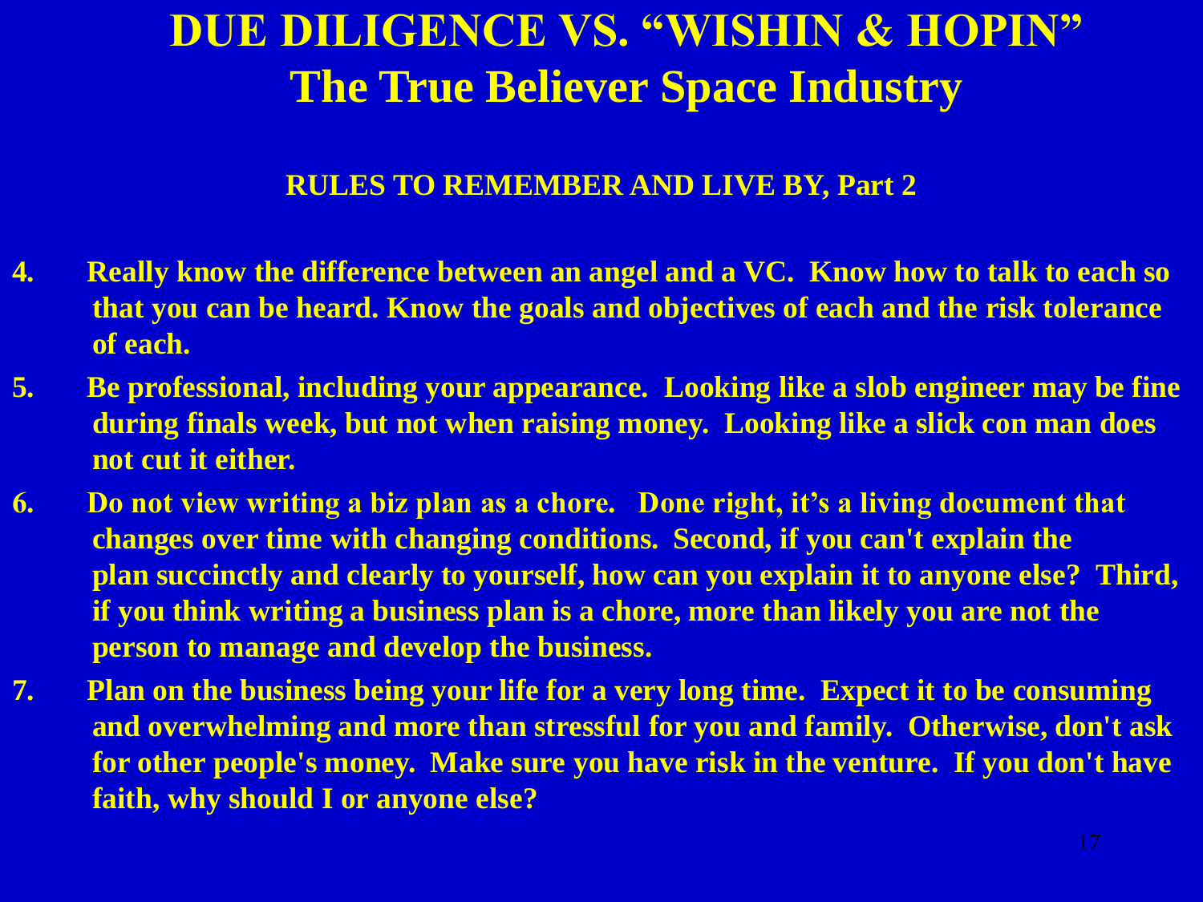# DUE DILIGENCE VS. "WISHIN & HOPIN"
# The True Believer Space Industry

## RULES TO REMEMBER AND LIVE BY, Part 2

4. Really know the difference between an angel and a VC. Know how to talk to each so that you can be heard. Know the goals and objectives of each and the risk tolerance of each.
5. Be professional, including your appearance. Looking like a slob engineer may be fine during finals week, but not when raising money. Looking like a slick con man does not cut it either.
6. Do not view writing a biz plan as a chore. Done right, it's a living document that changes over time with changing conditions. Second, if you can't explain the plan succinctly and clearly to yourself, how can you explain it to anyone else? Third, if you think writing a business plan is a chore, more than likely you are not the person to manage and develop the business.
7. Plan on the business being your life for a very long time. Expect it to be consuming and overwhelming and more than stressful for you and family. Otherwise, don't ask for other people's money. Make sure you have risk in the venture. If you don't have faith, why should I or anyone else?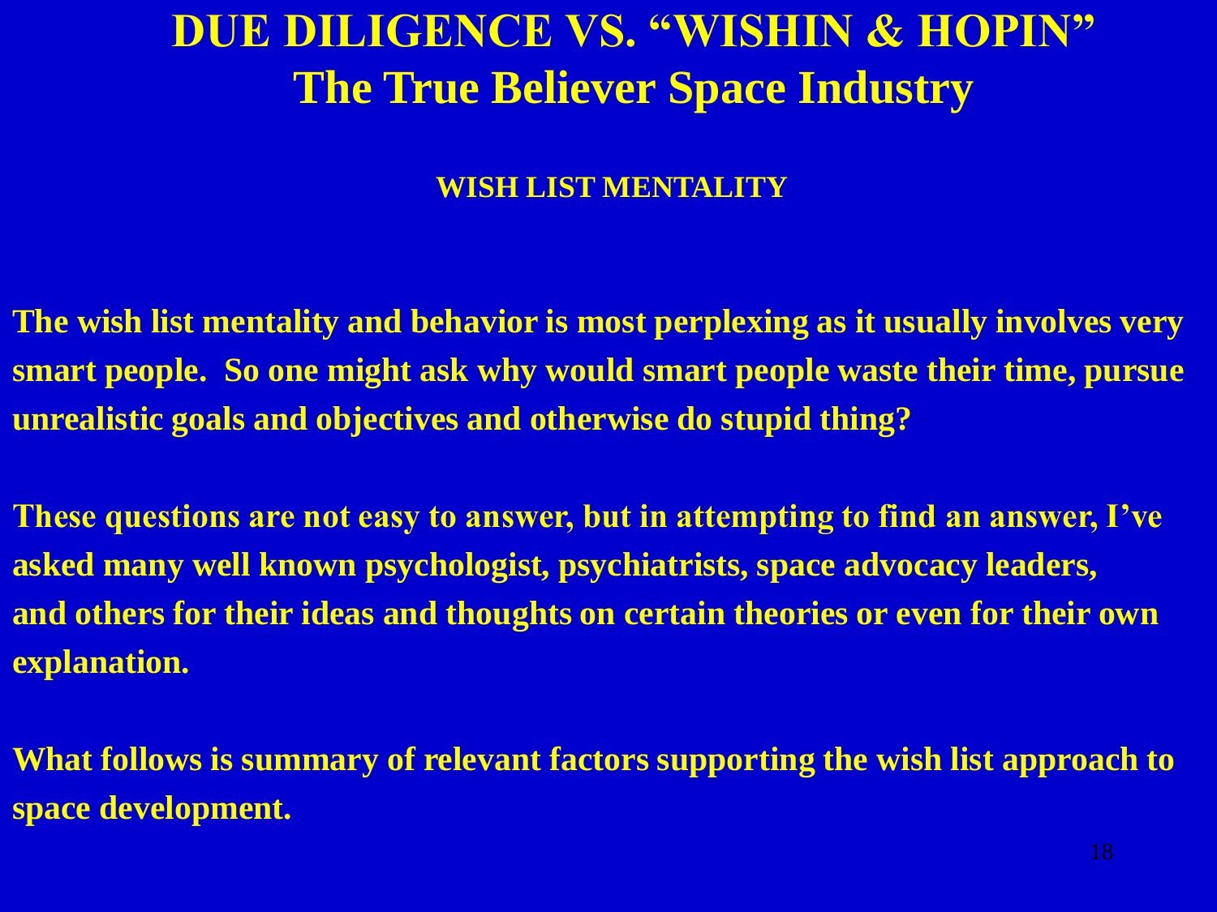# DUE DILIGENCE VS. "WISHIN & HOPIN"
## The True Believer Space Industry

### WISH LIST MENTALITY

**The wish list mentality and behavior is most perplexing as it usually involves very smart people. So one might ask why would smart people waste their time, pursue unrealistic goals and objectives and otherwise do stupid thing?**

**These questions are not easy to answer, but in attempting to find an answer, I've asked many well known psychologist, psychiatrists, space advocacy leaders, and others for their ideas and thoughts on certain theories or even for their own explanation.**

**What follows is summary of relevant factors supporting the wish list approach to space development.**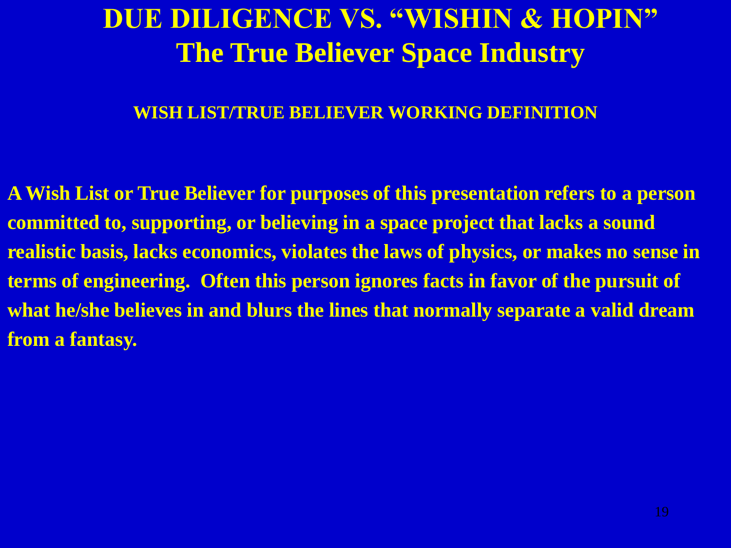# DUE DILIGENCE VS. "WISHIN & HOPIN"
# The True Believer Space Industry

### WISH LIST/TRUE BELIEVER WORKING DEFINITION

**A Wish List or True Believer for purposes of this presentation refers to a person committed to, supporting, or believing in a space project that lacks a sound realistic basis, lacks economics, violates the laws of physics, or makes no sense in terms of engineering. Often this person ignores facts in favor of the pursuit of what he/she believes in and blurs the lines that normally separate a valid dream from a fantasy.**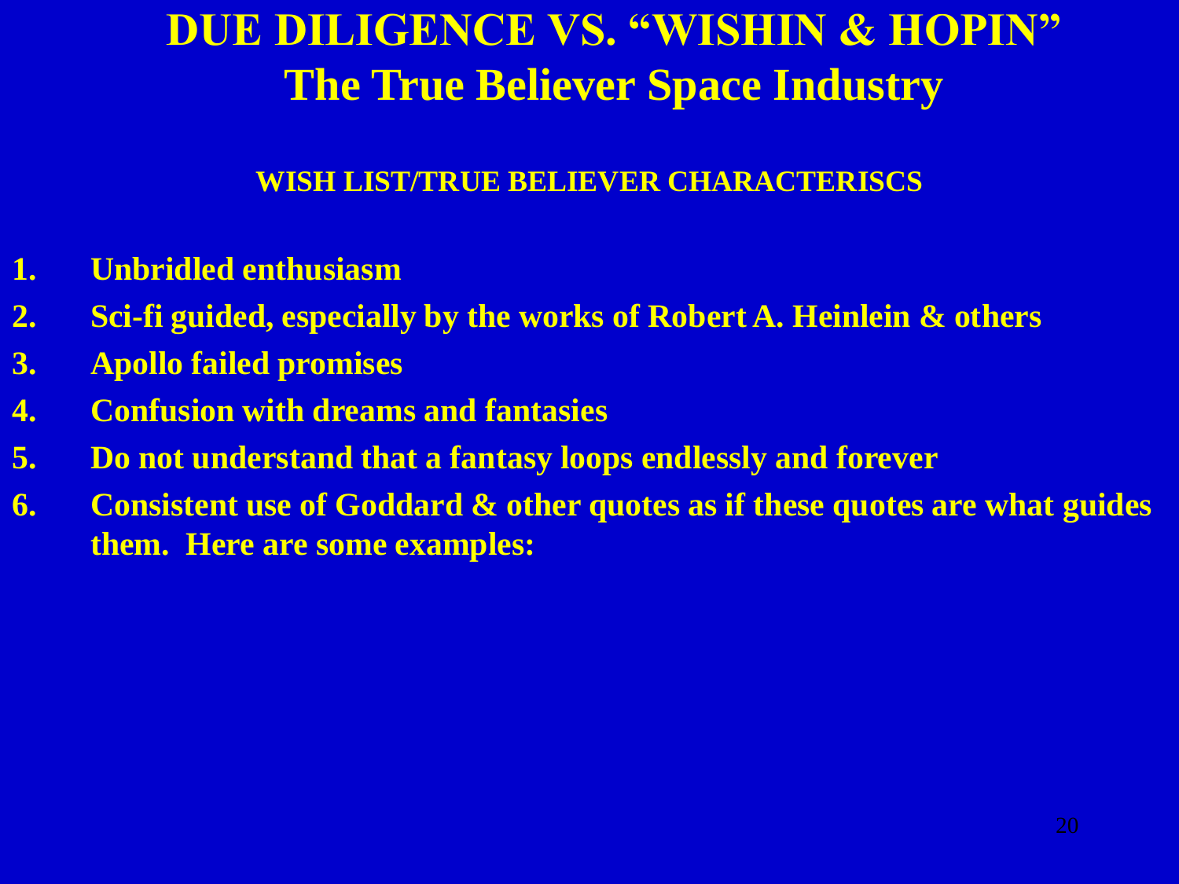# DUE DILIGENCE VS. "WISHIN & HOPIN"
# The True Believer Space Industry

**WISH LIST/TRUE BELIEVER CHARACTERISCS**

1. **Unbridled enthusiasm**
2. **Sci-fi guided, especially by the works of Robert A. Heinlein & others**
3. **Apollo failed promises**
4. **Confusion with dreams and fantasies**
5. **Do not understand that a fantasy loops endlessly and forever**
6. **Consistent use of Goddard & other quotes as if these quotes are what guides them. Here are some examples:**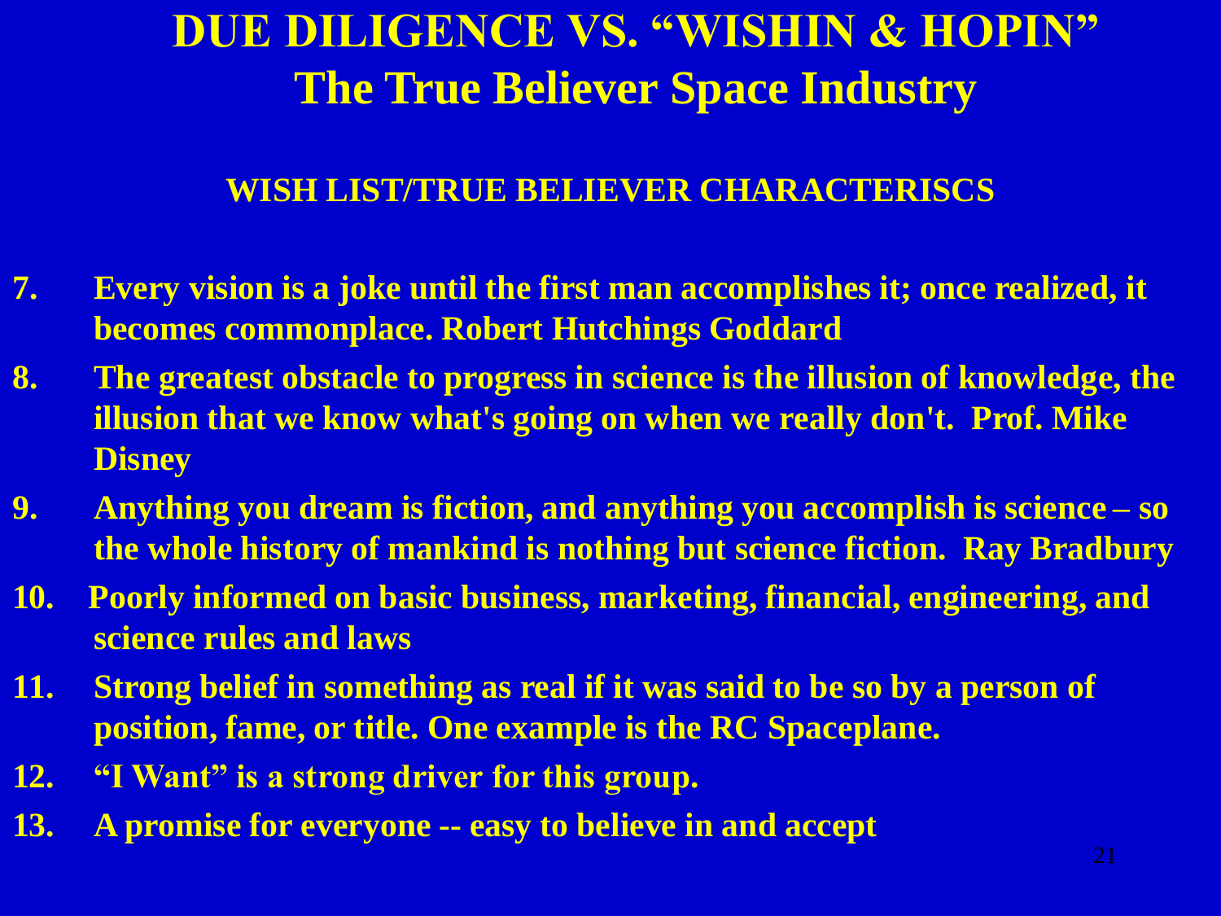# DUE DILIGENCE VS. "WISHIN & HOPIN"
# The True Believer Space Industry

## WISH LIST/TRUE BELIEVER CHARACTERISCS

7. **Every vision is a joke until the first man accomplishes it; once realized, it becomes commonplace. Robert Hutchings Goddard**
8. **The greatest obstacle to progress in science is the illusion of knowledge, the illusion that we know what's going on when we really don't. Prof. Mike Disney**
9. **Anything you dream is fiction, and anything you accomplish is science – so the whole history of mankind is nothing but science fiction. Ray Bradbury**
10. **Poorly informed on basic business, marketing, financial, engineering, and science rules and laws**
11. **Strong belief in something as real if it was said to be so by a person of position, fame, or title. One example is the RC Spaceplane.**
12. **"I Want" is a strong driver for this group.**
13. **A promise for everyone -- easy to believe in and accept**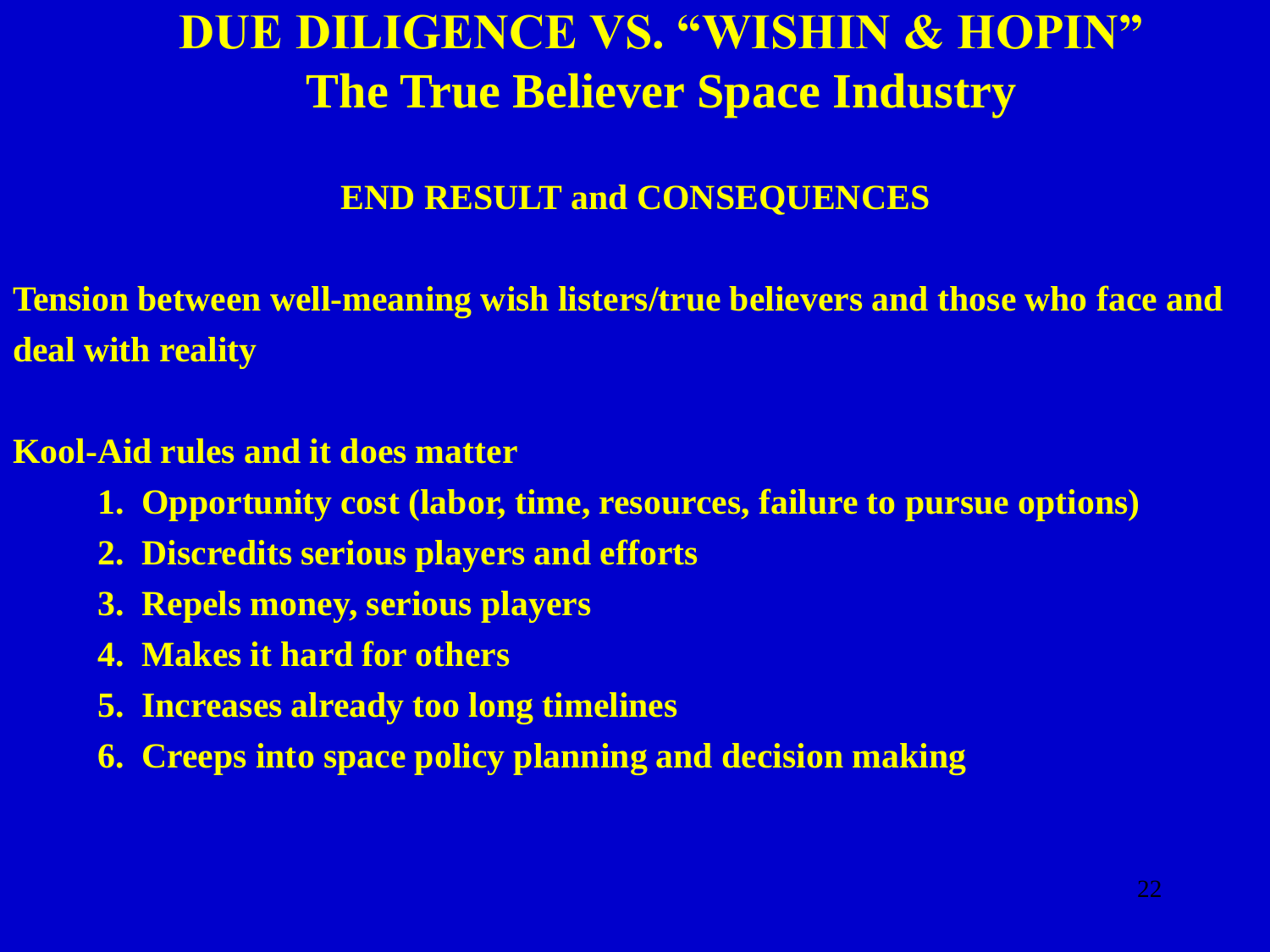# DUE DILIGENCE VS. "WISHIN & HOPIN"
# The True Believer Space Industry

## END RESULT and CONSEQUENCES

**Tension between well-meaning wish listers/true believers and those who face and deal with reality**

**Kool-Aid rules and it does matter**

1. **Opportunity cost (labor, time, resources, failure to pursue options)**
2. **Discredits serious players and efforts**
3. **Repels money, serious players**
4. **Makes it hard for others**
5. **Increases already too long timelines**
6. **Creeps into space policy planning and decision making**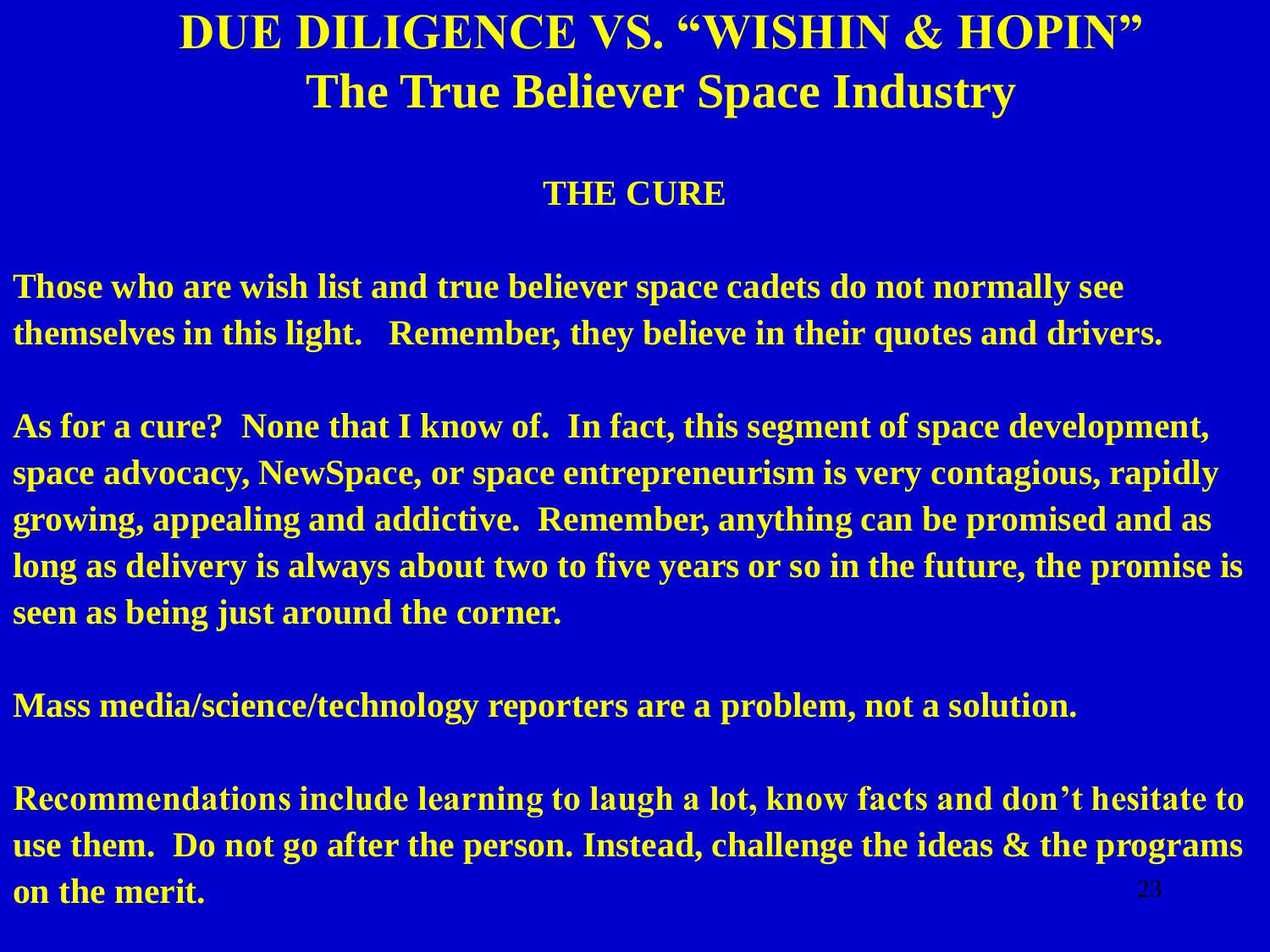# DUE DILIGENCE VS. "WISHIN & HOPIN"
# The True Believer Space Industry

## THE CURE

**Those who are wish list and true believer space cadets do not normally see themselves in this light. Remember, they believe in their quotes and drivers.**

**As for a cure? None that I know of. In fact, this segment of space development, space advocacy, NewSpace, or space entrepreneurism is very contagious, rapidly growing, appealing and addictive. Remember, anything can be promised and as long as delivery is always about two to five years or so in the future, the promise is seen as being just around the corner.**

**Mass media/science/technology reporters are a problem, not a solution.**

**Recommendations include learning to laugh a lot, know facts and don't hesitate to use them. Do not go after the person. Instead, challenge the ideas & the programs on the merit.**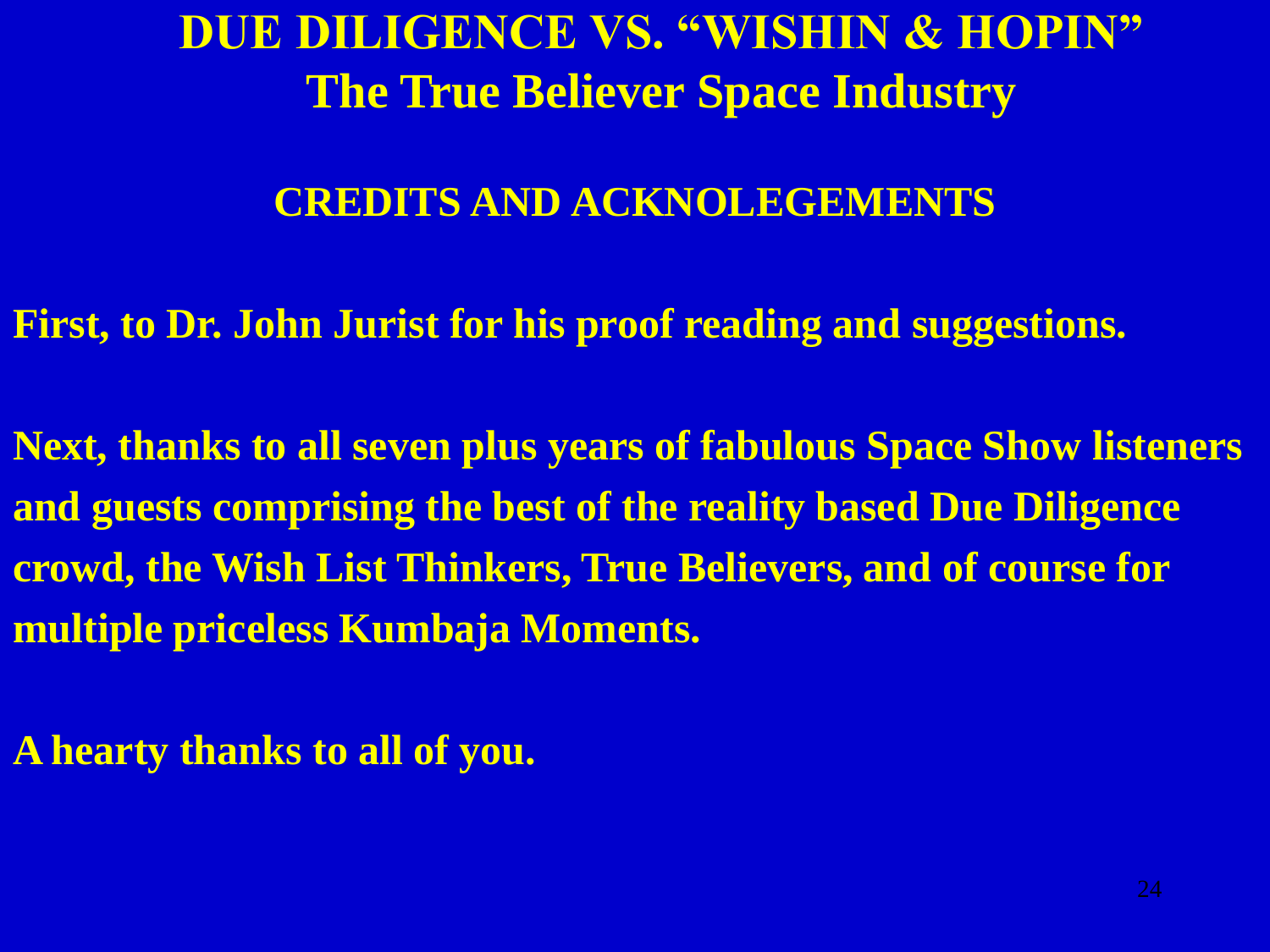# DUE DILIGENCE VS. "WISHIN & HOPIN"
# The True Believer Space Industry

## CREDITS AND ACKNOLEGEMENTS

**First, to Dr. John Jurist for his proof reading and suggestions.**

**Next, thanks to all seven plus years of fabulous Space Show listeners and guests comprising the best of the reality based Due Diligence crowd, the Wish List Thinkers, True Believers, and of course for multiple priceless Kumbaja Moments.**

**A hearty thanks to all of you.**